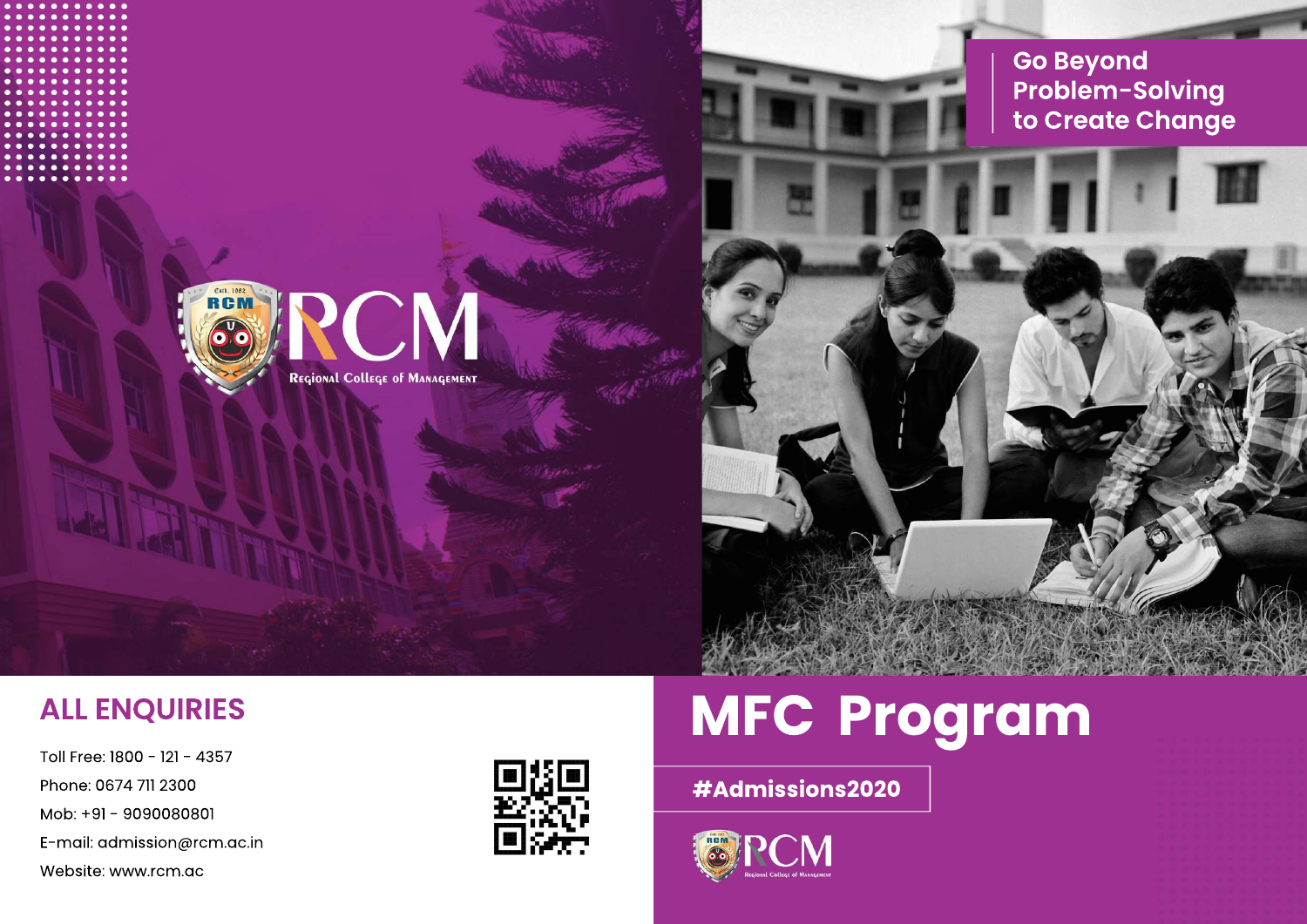RCM

Regional College of Management

Go Beyond Problem-Solving to Create Change

## ALL ENQUIRIES

Toll Free: 1800 - 121 - 4357

Phone: 0674 711 2300

Mob: +91 - 9090080801

E-mail: admission@rcm.ac.in

Website: www.rcm.ac

# MFC Program

#Admissions2020

RCM

Regional College of Management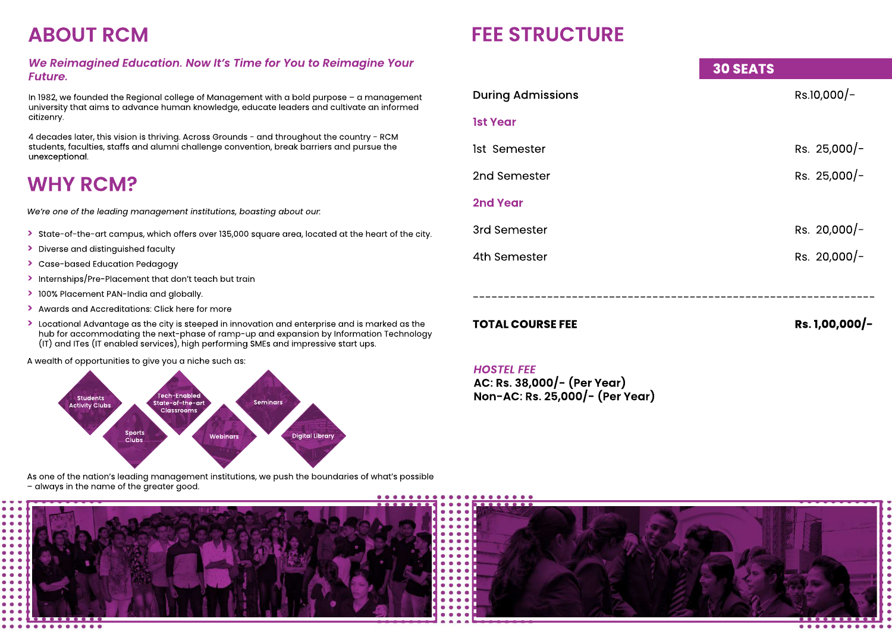## ABOUT RCM

***We Reimagined Education. Now It's Time for You to Reimagine Your Future.***

In 1982, we founded the Regional college of Management with a bold purpose – a management university that aims to advance human knowledge, educate leaders and cultivate an informed citizenry.

4 decades later, this vision is thriving. Across Grounds - and throughout the country - RCM students, faculties, staffs and alumni challenge convention, break barriers and pursue the unexceptional.

## WHY RCM?

*We're one of the leading management institutions, boasting about our.*

- State-of-the-art campus, which offers over 135,000 square area, located at the heart of the city.
- Diverse and distinguished faculty
- Case-based Education Pedagogy
- Internships/Pre-Placement that don't teach but train
- 100% Placement PAN-India and globally.
- Awards and Accreditations: Click here for more
- Locational Advantage as the city is steeped in innovation and enterprise and is marked as the hub for accommodating the next-phase of ramp-up and expansion by Information Technology (IT) and ITes (IT enabled services), high performing SMEs and impressive start ups.

A wealth of opportunities to give you a niche such as:

Students Activity Clubs, Sports Clubs, Tech-Enabled State-of-the-art Classrooms, Webinars, Seminars, Digital Library

As one of the nation's leading management institutions, we push the boundaries of what's possible – always in the name of the greater good.

## FEE STRUCTURE

| | 30 SEATS |
|---|---|
| During Admissions | Rs.10,000/- |
| **1st Year** | |
| 1st Semester | Rs. 25,000/- |
| 2nd Semester | Rs. 25,000/- |
| **2nd Year** | |
| 3rd Semester | Rs. 20,000/- |
| 4th Semester | Rs. 20,000/- |
| **TOTAL COURSE FEE** | **Rs. 1,00,000/-** |

***HOSTEL FEE***

**AC: Rs. 38,000/- (Per Year)**
**Non-AC: Rs. 25,000/- (Per Year)**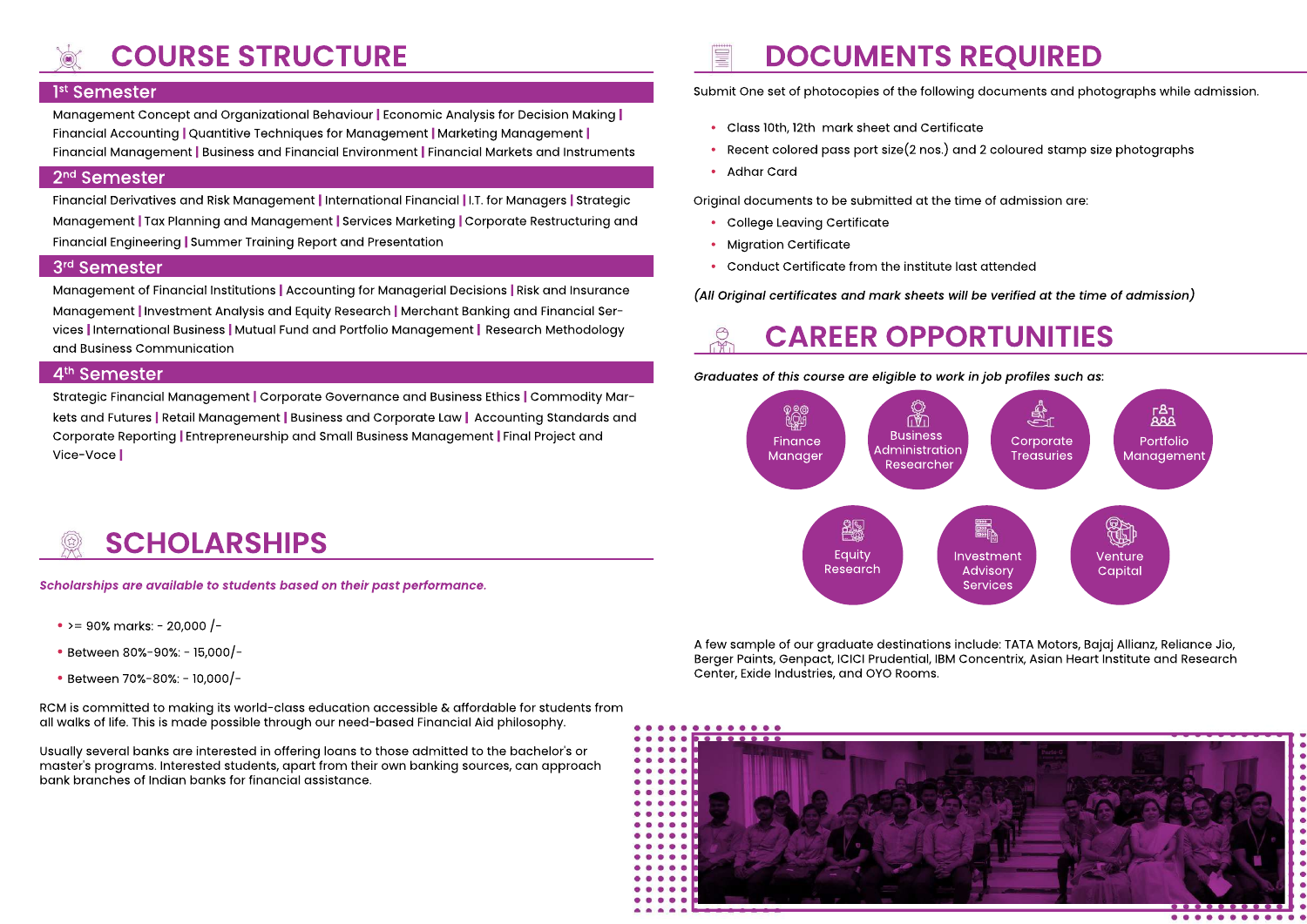# COURSE STRUCTURE

## 1st Semester

Management Concept and Organizational Behaviour | Economic Analysis for Decision Making | Financial Accounting | Quantitive Techniques for Management | Marketing Management | Financial Management | Business and Financial Environment | Financial Markets and Instruments

## 2nd Semester

Financial Derivatives and Risk Management | International Financial | I.T. for Managers | Strategic Management | Tax Planning and Management | Services Marketing | Corporate Restructuring and Financial Engineering | Summer Training Report and Presentation

## 3rd Semester

Management of Financial Institutions | Accounting for Managerial Decisions | Risk and Insurance Management | Investment Analysis and Equity Research | Merchant Banking and Financial Services | International Business | Mutual Fund and Portfolio Management | Research Methodology and Business Communication

## 4th Semester

Strategic Financial Management | Corporate Governance and Business Ethics | Commodity Markets and Futures | Retail Management | Business and Corporate Law | Accounting Standards and Corporate Reporting | Entrepreneurship and Small Business Management | Final Project and Vice-Voce |

# SCHOLARSHIPS

***Scholarships are available to students based on their past performance.***

- >= 90% marks: - 20,000 /-
- Between 80%-90%: - 15,000/-
- Between 70%-80%: - 10,000/-

RCM is committed to making its world-class education accessible & affordable for students from all walks of life. This is made possible through our need-based Financial Aid philosophy.

Usually several banks are interested in offering loans to those admitted to the bachelor's or master's programs. Interested students, apart from their own banking sources, can approach bank branches of Indian banks for financial assistance.

# DOCUMENTS REQUIRED

Submit One set of photocopies of the following documents and photographs while admission.

- Class 10th, 12th mark sheet and Certificate
- Recent colored pass port size(2 nos.) and 2 coloured stamp size photographs
- Adhar Card

Original documents to be submitted at the time of admission are:

- College Leaving Certificate
- Migration Certificate
- Conduct Certificate from the institute last attended

*(All Original certificates and mark sheets will be verified at the time of admission)*

# CAREER OPPORTUNITIES

*Graduates of this course are eligible to work in job profiles such as:*

- Finance Manager
- Business Administration Researcher
- Corporate Treasuries
- Portfolio Management
- Equity Research
- Investment Advisory Services
- Venture Capital

A few sample of our graduate destinations include: TATA Motors, Bajaj Allianz, Reliance Jio, Berger Paints, Genpact, ICICI Prudential, IBM Concentrix, Asian Heart Institute and Research Center, Exide Industries, and OYO Rooms.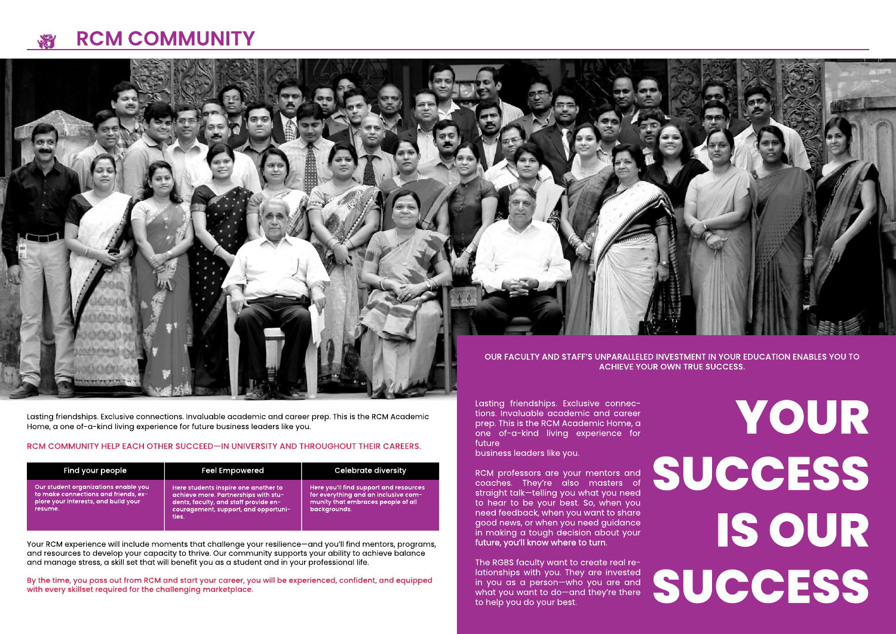# RCM COMMUNITY

Lasting friendships. Exclusive connections. Invaluable academic and career prep. This is the RCM Academic Home, a one of-a-kind living experience for future business leaders like you.

RCM COMMUNITY HELP EACH OTHER SUCCEED—IN UNIVERSITY AND THROUGHOUT THEIR CAREERS.

| Find your people | Feel Empowered | Celebrate diversity |
|---|---|---|
| Our student organizations enable you to make connections and friends, explore your interests, and build your resume. | Here students inspire one another to achieve more. Partnerships with students, faculty, and staff provide encouragement, support, and opportunities. | Here you'll find support and resources for everything and an inclusive community that embraces people of all backgrounds. |

Your RCM experience will include moments that challenge your resilience—and you'll find mentors, programs, and resources to develop your capacity to thrive. Our community supports your ability to achieve balance and manage stress, a skill set that will benefit you as a student and in your professional life.

By the time, you pass out from RCM and start your career, you will be experienced, confident, and equipped with every skillset required for the challenging marketplace.

OUR FACULTY AND STAFF'S UNPARALLELED INVESTMENT IN YOUR EDUCATION ENABLES YOU TO ACHIEVE YOUR OWN TRUE SUCCESS.

Lasting friendships. Exclusive connections. Invaluable academic and career prep. This is the RCM Academic Home, a one of-a-kind living experience for future business leaders like you.

RCM professors are your mentors and coaches. They're also masters of straight talk—telling you what you need to hear to be your best. So, when you need feedback, when you want to share good news, or when you need guidance in making a tough decision about your future, you'll know where to turn.

The RGBS faculty want to create real relationships with you. They are invested in you as a person—who you are and what you want to do—and they're there to help you do your best.

## YOUR SUCCESS IS OUR SUCCESS